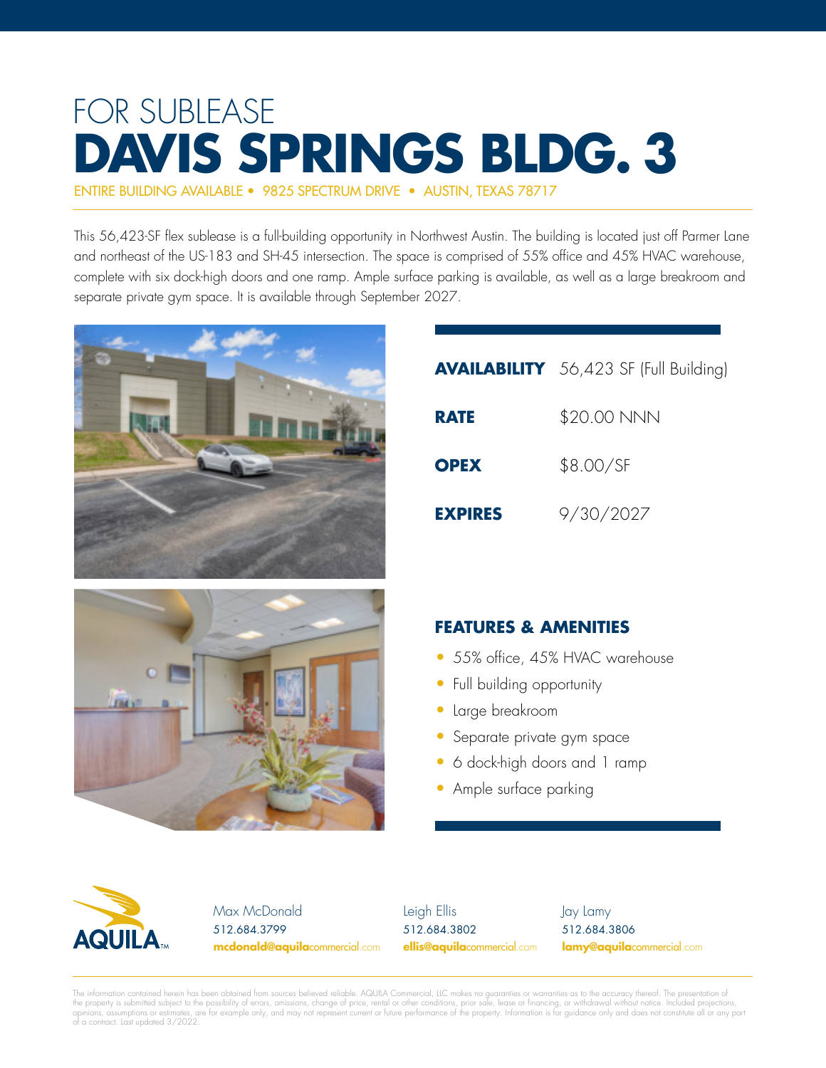FOR SUBLEASE

# DAVIS SPRINGS BLDG. 3

ENTIRE BUILDING AVAILABLE • 9825 SPECTRUM DRIVE • AUSTIN, TEXAS 78717

This 56,423-SF flex sublease is a full-building opportunity in Northwest Austin. The building is located just off Parmer Lane and northeast of the US-183 and SH-45 intersection. The space is comprised of 55% office and 45% HVAC warehouse, complete with six dock-high doors and one ramp. Ample surface parking is available, as well as a large breakroom and separate private gym space. It is available through September 2027.

| | |
|---|---|
| **AVAILABILITY** | 56,423 SF (Full Building) |
| **RATE** | $20.00 NNN |
| **OPEX** | $8.00/SF |
| **EXPIRES** | 9/30/2027 |

## FEATURES & AMENITIES

- 55% office, 45% HVAC warehouse
- Full building opportunity
- Large breakroom
- Separate private gym space
- 6 dock-high doors and 1 ramp
- Ample surface parking

AQUILA™

Max McDonald
512.684.3799
mcdonald@aquilacommercial.com

Leigh Ellis
512.684.3802
ellis@aquilacommercial.com

Jay Lamy
512.684.3806
lamy@aquilacommercial.com

The information contained herein has been obtained from sources believed reliable. AQUILA Commercial, LLC makes no guaranties or warranties as to the accuracy thereof. The presentation of the property is submitted subject to the possibility of errors, omissions, change of price, rental or other conditions, prior sale, lease or financing, or withdrawal without notice. Included projections, opinions, assumptions or estimates, are for example only, and may not represent current or future performance of the property. Information is for guidance only and does not constitute all or any part of a contract. Last updated 3/2022.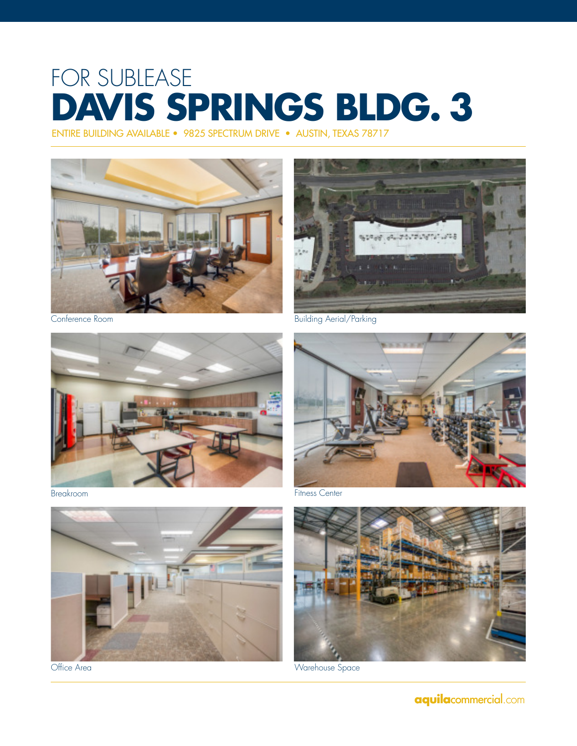FOR SUBLEASE

# DAVIS SPRINGS BLDG. 3

ENTIRE BUILDING AVAILABLE • 9825 SPECTRUM DRIVE • AUSTIN, TEXAS 78717

Conference Room

Building Aerial/Parking

Breakroom

Fitness Center

Office Area

Warehouse Space

aquilacommercial.com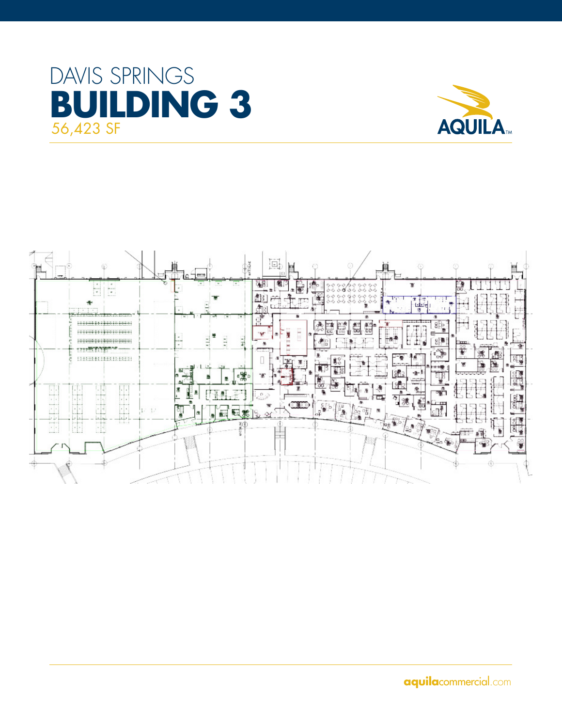# DAVIS SPRINGS

# BUILDING 3

56,423 SF

AQUILA™

aquilacommercial.com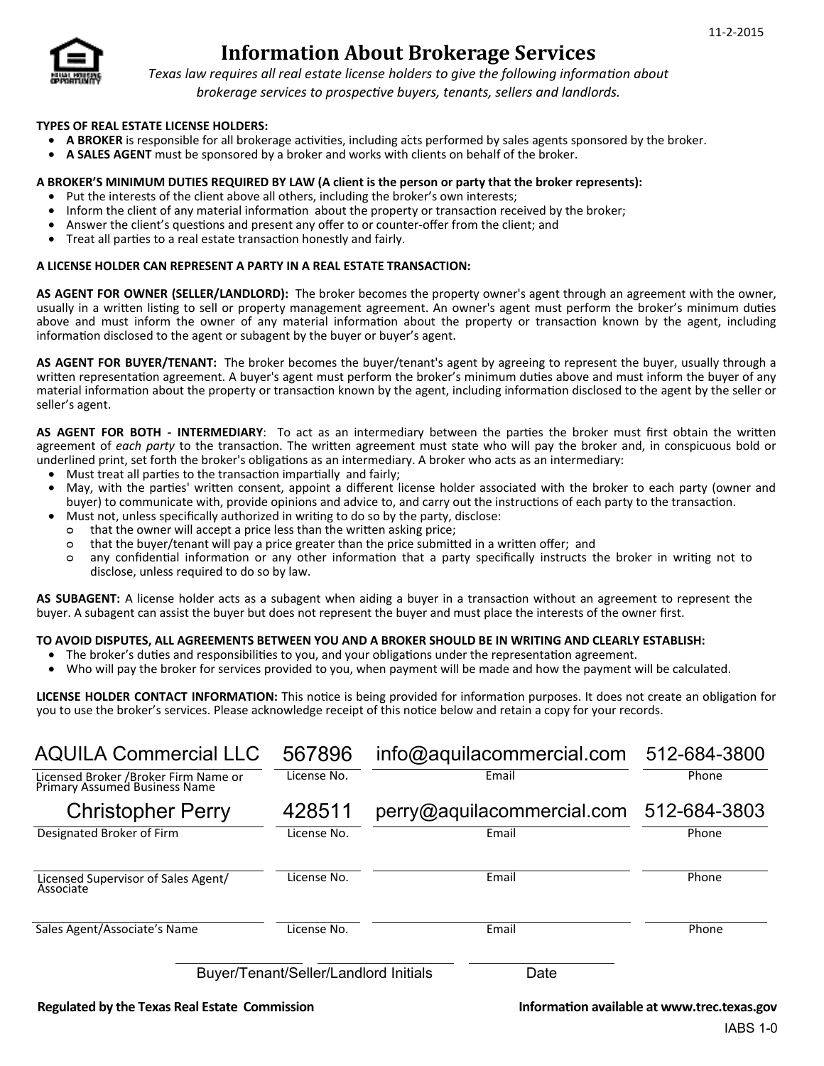11-2-2015

# Information About Brokerage Services

*Texas law requires all real estate license holders to give the following information about brokerage services to prospective buyers, tenants, sellers and landlords.*

**TYPES OF REAL ESTATE LICENSE HOLDERS:**

- **A BROKER** is responsible for all brokerage activities, including acts performed by sales agents sponsored by the broker.
- **A SALES AGENT** must be sponsored by a broker and works with clients on behalf of the broker.

**A BROKER'S MINIMUM DUTIES REQUIRED BY LAW (A client is the person or party that the broker represents):**

- Put the interests of the client above all others, including the broker's own interests;
- Inform the client of any material information about the property or transaction received by the broker;
- Answer the client's questions and present any offer to or counter-offer from the client; and
- Treat all parties to a real estate transaction honestly and fairly.

**A LICENSE HOLDER CAN REPRESENT A PARTY IN A REAL ESTATE TRANSACTION:**

**AS AGENT FOR OWNER (SELLER/LANDLORD):** The broker becomes the property owner's agent through an agreement with the owner, usually in a written listing to sell or property management agreement. An owner's agent must perform the broker's minimum duties above and must inform the owner of any material information about the property or transaction known by the agent, including information disclosed to the agent or subagent by the buyer or buyer's agent.

**AS AGENT FOR BUYER/TENANT:** The broker becomes the buyer/tenant's agent by agreeing to represent the buyer, usually through a written representation agreement. A buyer's agent must perform the broker's minimum duties above and must inform the buyer of any material information about the property or transaction known by the agent, including information disclosed to the agent by the seller or seller's agent.

**AS AGENT FOR BOTH - INTERMEDIARY**: To act as an intermediary between the parties the broker must first obtain the written agreement of *each party* to the transaction. The written agreement must state who will pay the broker and, in conspicuous bold or underlined print, set forth the broker's obligations as an intermediary. A broker who acts as an intermediary:

- Must treat all parties to the transaction impartially and fairly;
- May, with the parties' written consent, appoint a different license holder associated with the broker to each party (owner and buyer) to communicate with, provide opinions and advice to, and to carry out the instructions of each party to the transaction.
- Must not, unless specifically authorized in writing to do so by the party, disclose:
  - that the owner will accept a price less than the written asking price;
  - that the buyer/tenant will pay a price greater than the price submitted in a written offer; and
  - any confidential information or any other information that a party specifically instructs the broker in writing not to disclose, unless required to do so by law.

**AS SUBAGENT:** A license holder acts as a subagent when aiding a buyer in a transaction without an agreement to represent the buyer. A subagent can assist the buyer but does not represent the buyer and must place the interests of the owner first.

**TO AVOID DISPUTES, ALL AGREEMENTS BETWEEN YOU AND A BROKER SHOULD BE IN WRITING AND CLEARLY ESTABLISH:**

- The broker's duties and responsibilities to you, and your obligations under the representation agreement.
- Who will pay the broker for services provided to you, when payment will be made and how the payment will be calculated.

**LICENSE HOLDER CONTACT INFORMATION:** This notice is being provided for information purposes. It does not create an obligation for you to use the broker's services. Please acknowledge receipt of this notice below and retain a copy for your records.

| | | | |
|---|---|---|---|
| AQUILA Commercial LLC | 567896 | info@aquilacommercial.com | 512-684-3800 |
| Licensed Broker /Broker Firm Name or Primary Assumed Business Name | License No. | Email | Phone |
| Christopher Perry | 428511 | perry@aquilacommercial.com | 512-684-3803 |
| Designated Broker of Firm | License No. | Email | Phone |
| | | | |
| Licensed Supervisor of Sales Agent/ Associate | License No. | Email | Phone |
| | | | |
| Sales Agent/Associate's Name | License No. | Email | Phone |

Buyer/Tenant/Seller/Landlord Initials &nbsp;&nbsp;&nbsp; Date

**Regulated by the Texas Real Estate Commission** &nbsp;&nbsp;&nbsp; **Information available at www.trec.texas.gov**

IABS 1-0